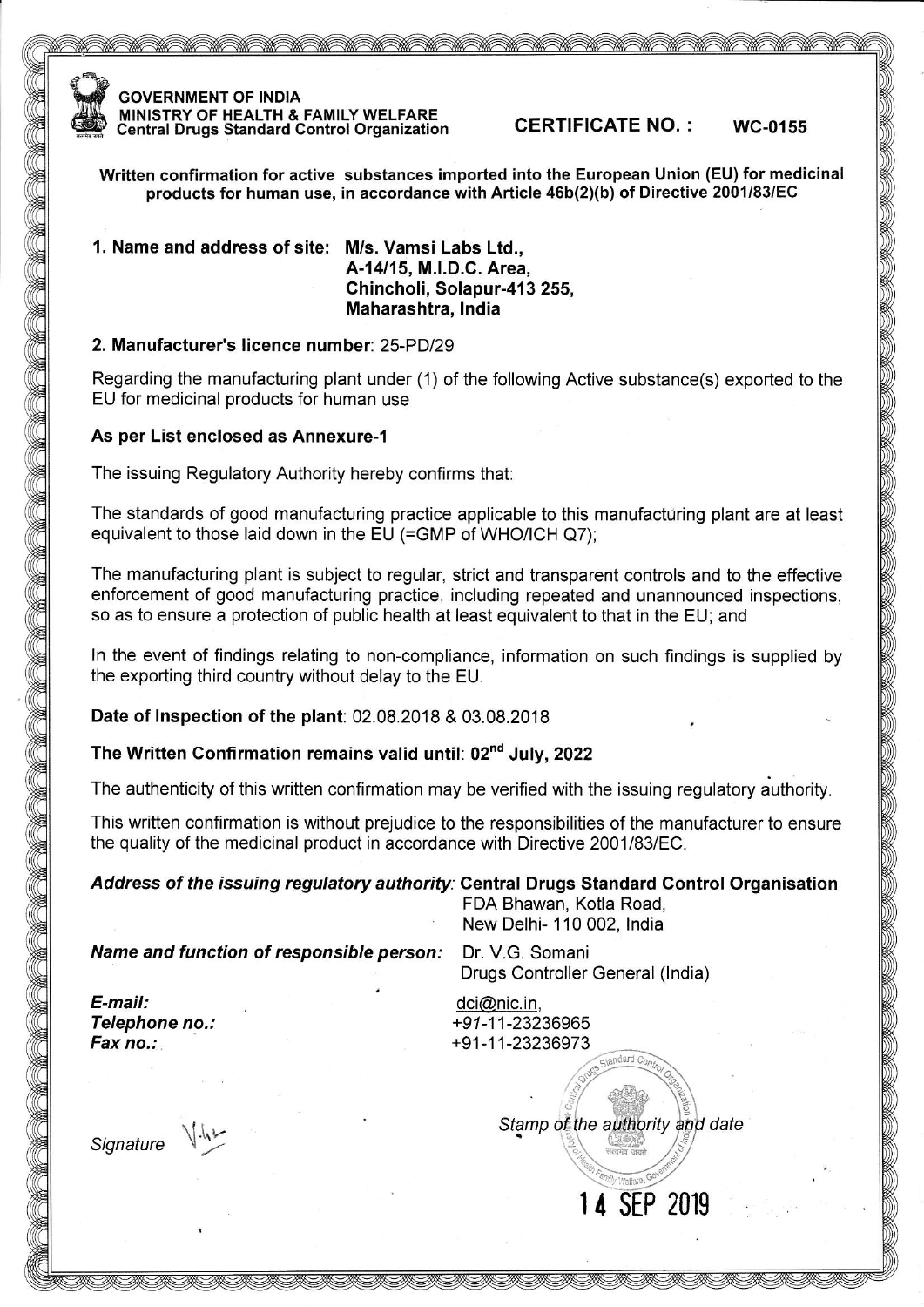**GOVERNMENT OF INDIA**
**MINISTRY OF HEALTH & FAMILY WELFARE**
**Central Drugs Standard Control Organization**

**CERTIFICATE NO. : WC-0155**

**Written confirmation for active substances imported into the European Union (EU) for medicinal products for human use, in accordance with Article 46b(2)(b) of Directive 2001/83/EC**

**1. Name and address of site: M/s. Vamsi Labs Ltd.,**
**A-14/15, M.I.D.C. Area,**
**Chincholi, Solapur-413 255,**
**Maharashtra, India**

**2. Manufacturer's licence number**: 25-PD/29

Regarding the manufacturing plant under (1) of the following Active substance(s) exported to the EU for medicinal products for human use

**As per List enclosed as Annexure-1**

The issuing Regulatory Authority hereby confirms that:

The standards of good manufacturing practice applicable to this manufacturing plant are at least equivalent to those laid down in the EU (=GMP of WHO/ICH Q7);

The manufacturing plant is subject to regular, strict and transparent controls and to the effective enforcement of good manufacturing practice, including repeated and unannounced inspections, so as to ensure a protection of public health at least equivalent to that in the EU; and

In the event of findings relating to non-compliance, information on such findings is supplied by the exporting third country without delay to the EU.

**Date of Inspection of the plant**: 02.08.2018 & 03.08.2018

**The Written Confirmation remains valid until: 02nd July, 2022**

The authenticity of this written confirmation may be verified with the issuing regulatory authority.

This written confirmation is without prejudice to the responsibilities of the manufacturer to ensure the quality of the medicinal product in accordance with Directive 2001/83/EC.

***Address of the issuing regulatory authority:*** **Central Drugs Standard Control Organisation**
FDA Bhawan, Kotla Road,
New Delhi- 110 002, India

***Name and function of responsible person:*** Dr. V.G. Somani
Drugs Controller General (India)

***E-mail:*** dci@nic.in,
***Telephone no.:*** +91-11-23236965
***Fax no.:*** +91-11-23236973

*Signature*

*Stamp of the authority and date*

14 SEP 2019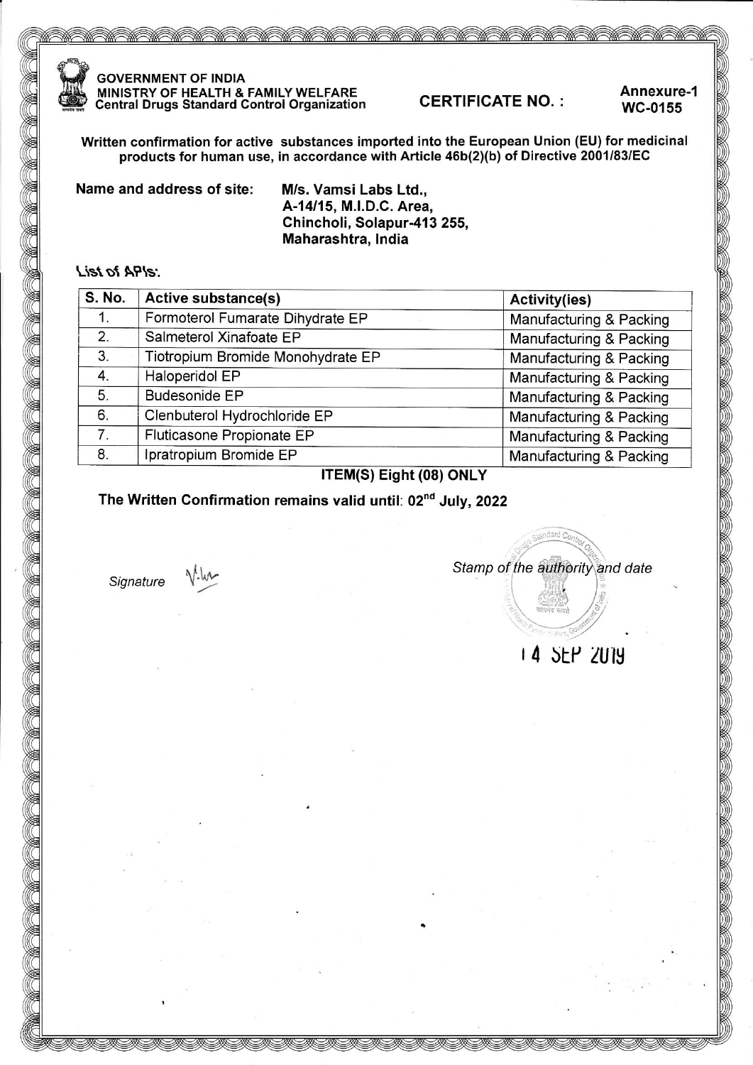**GOVERNMENT OF INDIA**
**MINISTRY OF HEALTH & FAMILY WELFARE**
**Central Drugs Standard Control Organization**

**CERTIFICATE NO. :**

**Annexure-1**
**WC-0155**

**Written confirmation for active substances imported into the European Union (EU) for medicinal products for human use, in accordance with Article 46b(2)(b) of Directive 2001/83/EC**

**Name and address of site:** **M/s. Vamsi Labs Ltd.,**
**A-14/15, M.I.D.C. Area,**
**Chincholi, Solapur-413 255,**
**Maharashtra, India**

List of APIs:

| S. No. | Active substance(s) | Activity(ies) |
|---|---|---|
| 1. | Formoterol Fumarate Dihydrate EP | Manufacturing & Packing |
| 2. | Salmeterol Xinafoate EP | Manufacturing & Packing |
| 3. | Tiotropium Bromide Monohydrate EP | Manufacturing & Packing |
| 4. | Haloperidol EP | Manufacturing & Packing |
| 5. | Budesonide EP | Manufacturing & Packing |
| 6. | Clenbuterol Hydrochloride EP | Manufacturing & Packing |
| 7. | Fluticasone Propionate EP | Manufacturing & Packing |
| 8. | Ipratropium Bromide EP | Manufacturing & Packing |

**ITEM(S) Eight (08) ONLY**

**The Written Confirmation remains valid until: 02nd July, 2022**

*Signature*

*Stamp of the authority and date*

14 SEP 2019